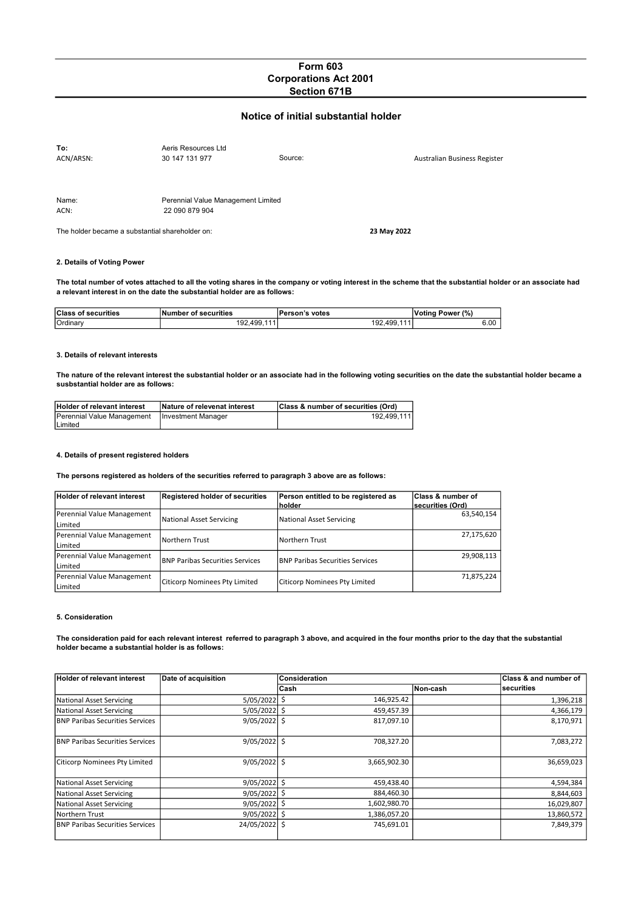# Form 603
# Corporations Act 2001
# Section 671B

## Notice of initial substantial holder

| | | | |
|---|---|---|---|
| **To:** | Aeris Resources Ltd | | |
| ACN/ARSN: | 30 147 131 977 | Source: | Australian Business Register |

| | |
|---|---|
| Name: | Perennial Value Management Limited |
| ACN: | 22 090 879 904 |

The holder became a substantial shareholder on: **23 May 2022**

**2. Details of Voting Power**

**The total number of votes attached to all the voting shares in the company or voting interest in the scheme that the substantial holder or an associate had a relevant interest in on the date the substantial holder are as follows:**

| Class of securities | Number of securities | Person's votes | Voting Power (%) |
|---|---|---|---|
| Ordinary | 192,499,111 | 192,499,111 | 6.00 |

**3. Details of relevant interests**

**The nature of the relevant interest the substantial holder or an associate had in the following voting securities on the date the substantial holder became a susbstantial holder are as follows:**

| Holder of relevant interest | Nature of relevenat interest | Class & number of securities (Ord) |
|---|---|---|
| Perennial Value Management Limited | Investment Manager | 192,499,111 |

**4. Details of present registered holders**

**The persons registered as holders of the securities referred to paragraph 3 above are as follows:**

| Holder of relevant interest | Registered holder of securities | Person entitled to be registered as holder | Class & number of securities (Ord) |
|---|---|---|---|
| Perennial Value Management Limited | National Asset Servicing | National Asset Servicing | 63,540,154 |
| Perennial Value Management Limited | Northern Trust | Northern Trust | 27,175,620 |
| Perennial Value Management Limited | BNP Paribas Securities Services | BNP Paribas Securities Services | 29,908,113 |
| Perennial Value Management Limited | Citicorp Nominees Pty Limited | Citicorp Nominees Pty Limited | 71,875,224 |

**5. Consideration**

**The consideration paid for each relevant interest referred to paragraph 3 above, and acquired in the four months prior to the day that the substantial holder became a substantial holder is as follows:**

| Holder of relevant interest | Date of acquisition | Consideration | | Class & and number of securities |
|---|---|---|---|---|
| | | Cash | Non-cash | |
| National Asset Servicing | 5/05/2022 | $ 146,925.42 | | 1,396,218 |
| National Asset Servicing | 5/05/2022 | $ 459,457.39 | | 4,366,179 |
| BNP Paribas Securities Services | 9/05/2022 | $ 817,097.10 | | 8,170,971 |
| BNP Paribas Securities Services | 9/05/2022 | $ 708,327.20 | | 7,083,272 |
| Citicorp Nominees Pty Limited | 9/05/2022 | $ 3,665,902.30 | | 36,659,023 |
| National Asset Servicing | 9/05/2022 | $ 459,438.40 | | 4,594,384 |
| National Asset Servicing | 9/05/2022 | $ 884,460.30 | | 8,844,603 |
| National Asset Servicing | 9/05/2022 | $ 1,602,980.70 | | 16,029,807 |
| Northern Trust | 9/05/2022 | $ 1,386,057.20 | | 13,860,572 |
| BNP Paribas Securities Services | 24/05/2022 | $ 745,691.01 | | 7,849,379 |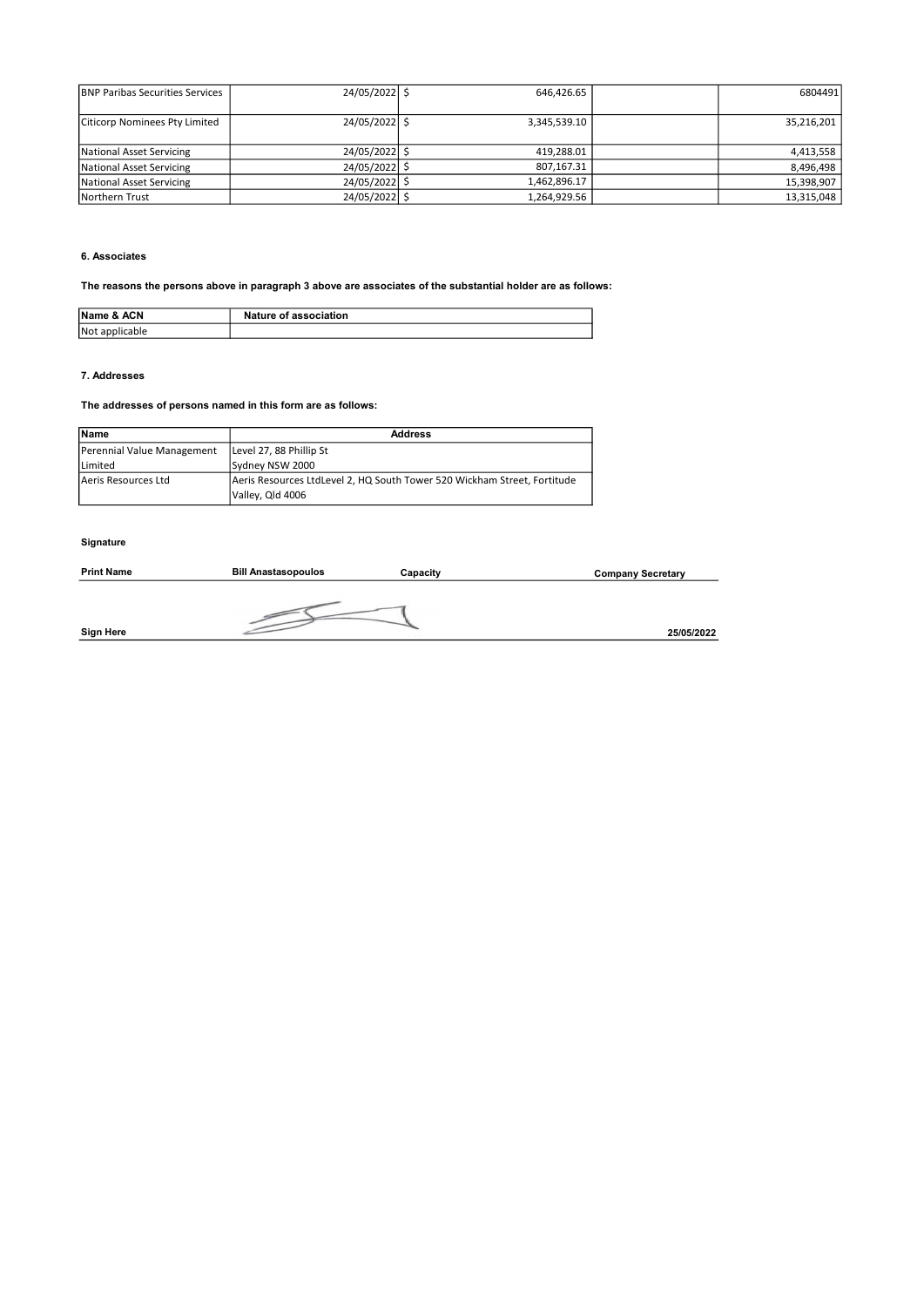| | | | | |
|---|---|---|---|---|
| BNP Paribas Securities Services | 24/05/2022 | $ 646,426.65 | | 6804491 |
| Citicorp Nominees Pty Limited | 24/05/2022 | $ 3,345,539.10 | | 35,216,201 |
| National Asset Servicing | 24/05/2022 | $ 419,288.01 | | 4,413,558 |
| National Asset Servicing | 24/05/2022 | $ 807,167.31 | | 8,496,498 |
| National Asset Servicing | 24/05/2022 | $ 1,462,896.17 | | 15,398,907 |
| Northern Trust | 24/05/2022 | $ 1,264,929.56 | | 13,315,048 |

**6. Associates**

**The reasons the persons above in paragraph 3 above are associates of the substantial holder are as follows:**

| Name & ACN | Nature of association |
|---|---|
| Not applicable | |

**7. Addresses**

**The addresses of persons named in this form are as follows:**

| Name | Address |
|---|---|
| Perennial Value Management Limited | Level 27, 88 Phillip St Sydney NSW 2000 |
| Aeris Resources Ltd | Aeris Resources LtdLevel 2, HQ South Tower 520 Wickham Street, Fortitude Valley, Qld 4006 |

**Signature**

| | | | |
|---|---|---|---|
| **Print Name** | **Bill Anastasopoulos** | **Capacity** | **Company Secretary** |
| **Sign Here** | | | **25/05/2022** |